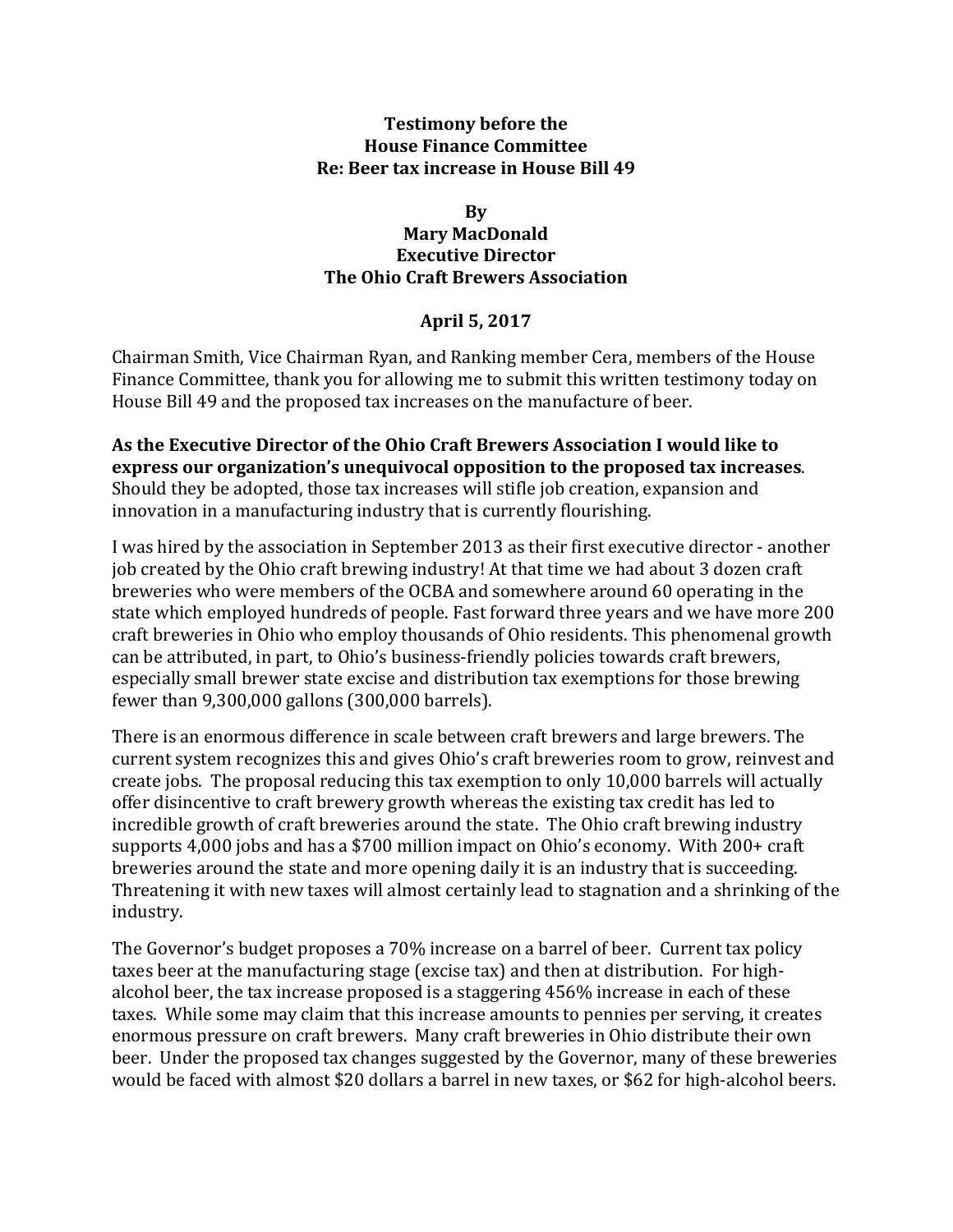**Testimony before the**
**House Finance Committee**
**Re: Beer tax increase in House Bill 49**

**By**
**Mary MacDonald**
**Executive Director**
**The Ohio Craft Brewers Association**

**April 5, 2017**

Chairman Smith, Vice Chairman Ryan, and Ranking member Cera, members of the House Finance Committee, thank you for allowing me to submit this written testimony today on House Bill 49 and the proposed tax increases on the manufacture of beer.

**As the Executive Director of the Ohio Craft Brewers Association I would like to express our organization's unequivocal opposition to the proposed tax increases**. Should they be adopted, those tax increases will stifle job creation, expansion and innovation in a manufacturing industry that is currently flourishing.

I was hired by the association in September 2013 as their first executive director - another job created by the Ohio craft brewing industry! At that time we had about 3 dozen craft breweries who were members of the OCBA and somewhere around 60 operating in the state which employed hundreds of people. Fast forward three years and we have more 200 craft breweries in Ohio who employ thousands of Ohio residents. This phenomenal growth can be attributed, in part, to Ohio's business-friendly policies towards craft brewers, especially small brewer state excise and distribution tax exemptions for those brewing fewer than 9,300,000 gallons (300,000 barrels).

There is an enormous difference in scale between craft brewers and large brewers. The current system recognizes this and gives Ohio's craft breweries room to grow, reinvest and create jobs. The proposal reducing this tax exemption to only 10,000 barrels will actually offer disincentive to craft brewery growth whereas the existing tax credit has led to incredible growth of craft breweries around the state. The Ohio craft brewing industry supports 4,000 jobs and has a $700 million impact on Ohio's economy. With 200+ craft breweries around the state and more opening daily it is an industry that is succeeding. Threatening it with new taxes will almost certainly lead to stagnation and a shrinking of the industry.

The Governor's budget proposes a 70% increase on a barrel of beer. Current tax policy taxes beer at the manufacturing stage (excise tax) and then at distribution. For high-alcohol beer, the tax increase proposed is a staggering 456% increase in each of these taxes. While some may claim that this increase amounts to pennies per serving, it creates enormous pressure on craft brewers. Many craft breweries in Ohio distribute their own beer. Under the proposed tax changes suggested by the Governor, many of these breweries would be faced with almost $20 dollars a barrel in new taxes, or $62 for high-alcohol beers.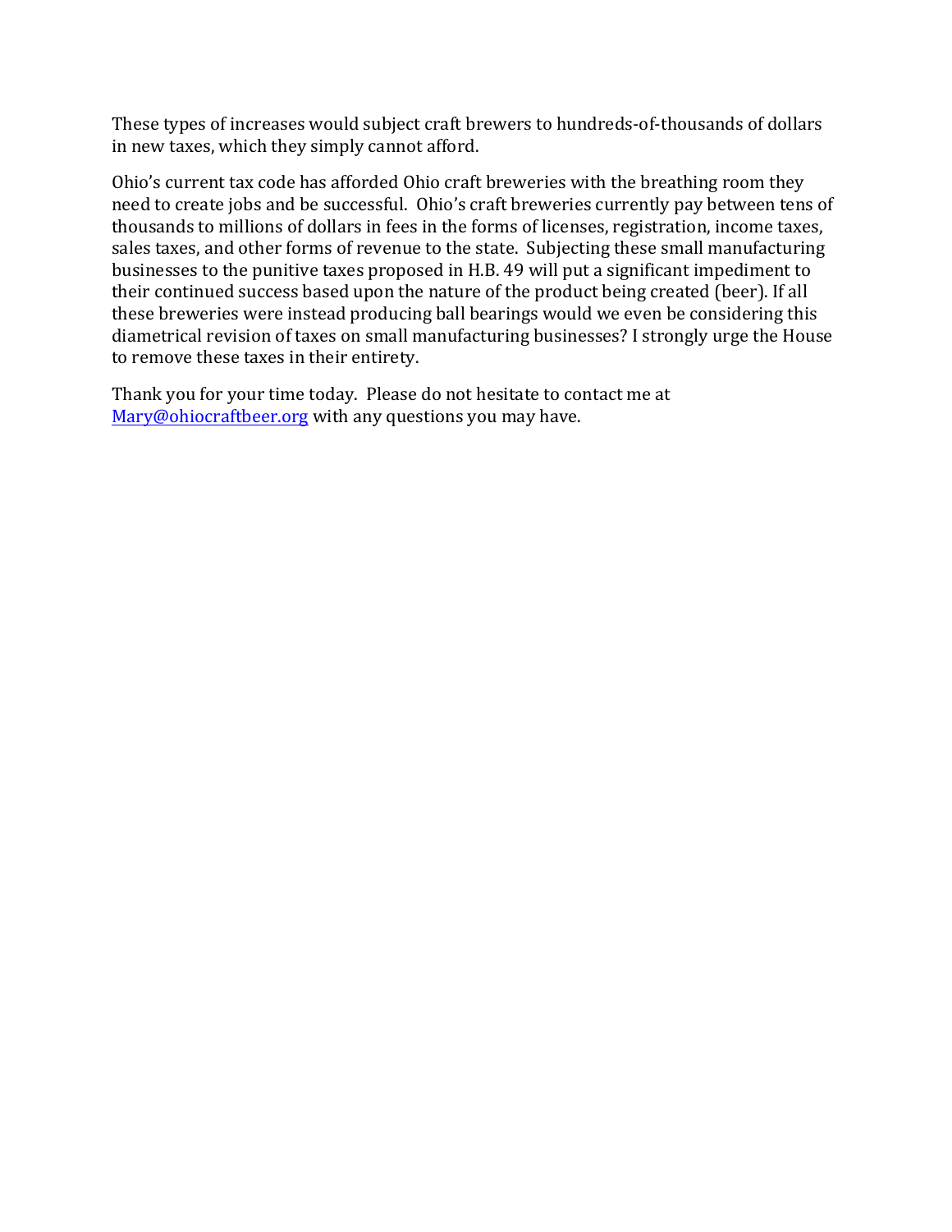These types of increases would subject craft brewers to hundreds-of-thousands of dollars in new taxes, which they simply cannot afford.

Ohio's current tax code has afforded Ohio craft breweries with the breathing room they need to create jobs and be successful. Ohio's craft breweries currently pay between tens of thousands to millions of dollars in fees in the forms of licenses, registration, income taxes, sales taxes, and other forms of revenue to the state. Subjecting these small manufacturing businesses to the punitive taxes proposed in H.B. 49 will put a significant impediment to their continued success based upon the nature of the product being created (beer). If all these breweries were instead producing ball bearings would we even be considering this diametrical revision of taxes on small manufacturing businesses? I strongly urge the House to remove these taxes in their entirety.

Thank you for your time today. Please do not hesitate to contact me at Mary@ohiocraftbeer.org with any questions you may have.